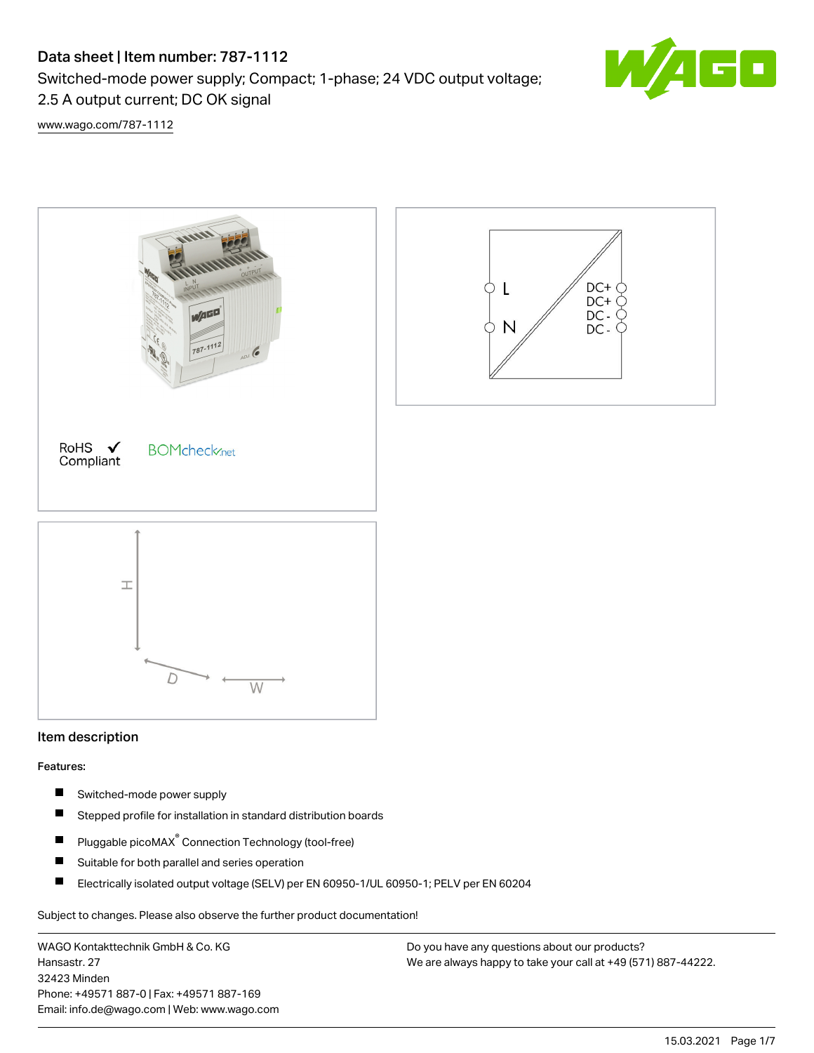# Data sheet | Item number: 787-1112

Switched-mode power supply; Compact; 1-phase; 24 VDC output voltage; 2.5 A output current; DC OK signal

www.wago.com/787-1112

RoHS ✓ Compliant

BOMcheck.net

L
N

DC+
DC+
DC -
DC -

H
D
W

## Item description

Features:

- Switched-mode power supply
- Stepped profile for installation in standard distribution boards
- Pluggable picoMAX® Connection Technology (tool-free)
- Suitable for both parallel and series operation
- Electrically isolated output voltage (SELV) per EN 60950-1/UL 60950-1; PELV per EN 60204

Subject to changes. Please also observe the further product documentation!

WAGO Kontakttechnik GmbH & Co. KG
Hansastr. 27
32423 Minden
Phone: +49571 887-0 | Fax: +49571 887-169
Email: info.de@wago.com | Web: www.wago.com

Do you have any questions about our products?
We are always happy to take your call at +49 (571) 887-44222.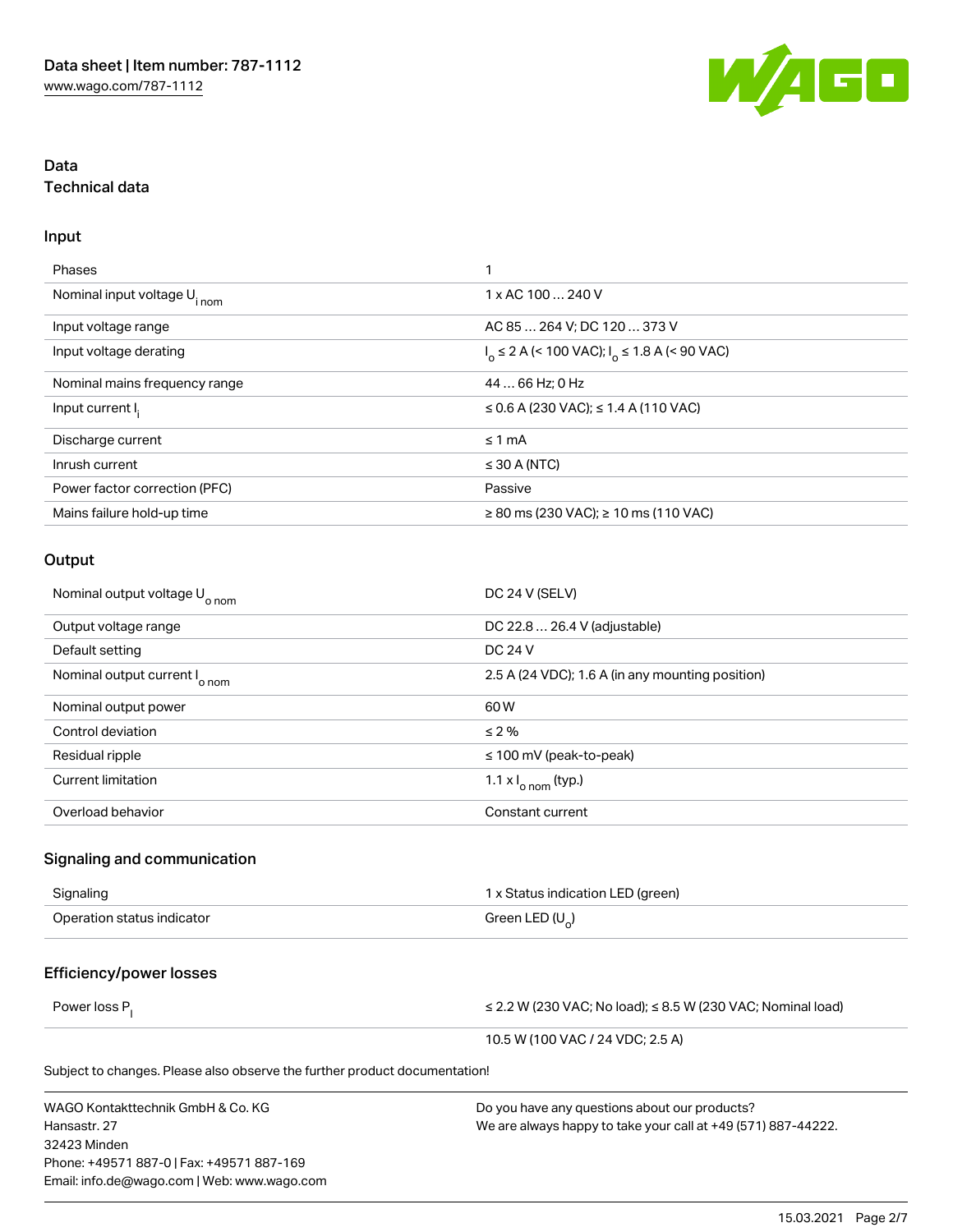## Data
### Technical data

#### Input

| | |
|---|---|
| Phases | 1 |
| Nominal input voltage $U_{i\,nom}$ | 1 x AC 100 … 240 V |
| Input voltage range | AC 85 … 264 V; DC 120 … 373 V |
| Input voltage derating | $I_o$ ≤ 2 A (< 100 VAC); $I_o$ ≤ 1.8 A (< 90 VAC) |
| Nominal mains frequency range | 44 … 66 Hz; 0 Hz |
| Input current $I_i$ | ≤ 0.6 A (230 VAC); ≤ 1.4 A (110 VAC) |
| Discharge current | ≤ 1 mA |
| Inrush current | ≤ 30 A (NTC) |
| Power factor correction (PFC) | Passive |
| Mains failure hold-up time | ≥ 80 ms (230 VAC); ≥ 10 ms (110 VAC) |

#### Output

| | |
|---|---|
| Nominal output voltage $U_{o\,nom}$ | DC 24 V (SELV) |
| Output voltage range | DC 22.8 … 26.4 V (adjustable) |
| Default setting | DC 24 V |
| Nominal output current $I_{o\,nom}$ | 2.5 A (24 VDC); 1.6 A (in any mounting position) |
| Nominal output power | 60 W |
| Control deviation | ≤ 2 % |
| Residual ripple | ≤ 100 mV (peak-to-peak) |
| Current limitation | 1.1 x $I_{o\,nom}$ (typ.) |
| Overload behavior | Constant current |

#### Signaling and communication

| | |
|---|---|
| Signaling | 1 x Status indication LED (green) |
| Operation status indicator | Green LED ($U_o$) |

#### Efficiency/power losses

| | |
|---|---|
| Power loss $P_l$ | ≤ 2.2 W (230 VAC; No load); ≤ 8.5 W (230 VAC; Nominal load) |
| | 10.5 W (100 VAC / 24 VDC; 2.5 A) |

Subject to changes. Please also observe the further product documentation!

WAGO Kontakttechnik GmbH & Co. KG
Hansastr. 27
32423 Minden
Phone: +49571 887-0 | Fax: +49571 887-169
Email: info.de@wago.com | Web: www.wago.com

Do you have any questions about our products?
We are always happy to take your call at +49 (571) 887-44222.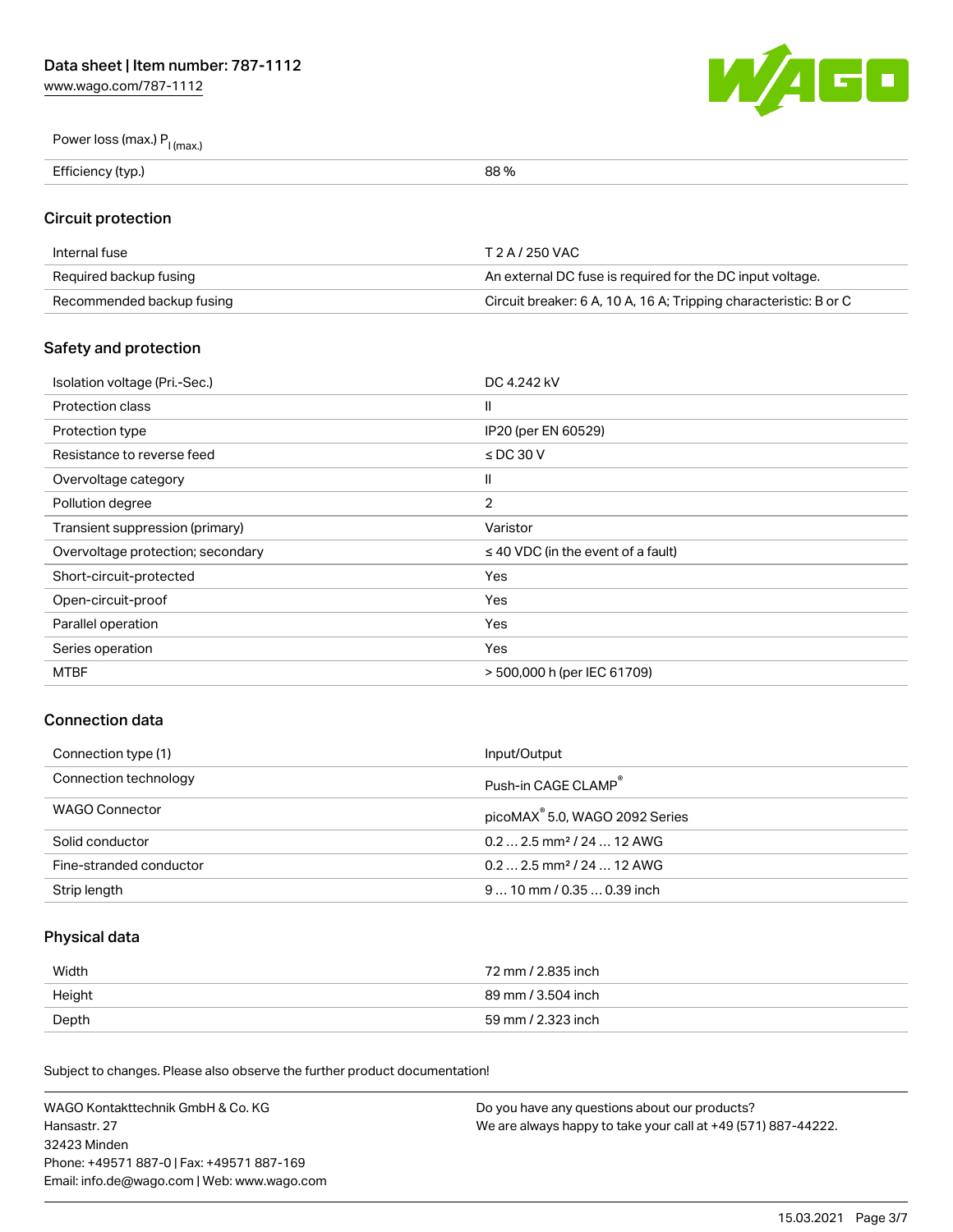| | |
|---|---|
| Power loss (max.) $P_{l\,(max.)}$ | |
| Efficiency (typ.) | 88 % |

## Circuit protection

| | |
|---|---|
| Internal fuse | T 2 A / 250 VAC |
| Required backup fusing | An external DC fuse is required for the DC input voltage. |
| Recommended backup fusing | Circuit breaker: 6 A, 10 A, 16 A; Tripping characteristic: B or C |

## Safety and protection

| | |
|---|---|
| Isolation voltage (Pri.-Sec.) | DC 4.242 kV |
| Protection class | II |
| Protection type | IP20 (per EN 60529) |
| Resistance to reverse feed | ≤ DC 30 V |
| Overvoltage category | II |
| Pollution degree | 2 |
| Transient suppression (primary) | Varistor |
| Overvoltage protection; secondary | ≤ 40 VDC (in the event of a fault) |
| Short-circuit-protected | Yes |
| Open-circuit-proof | Yes |
| Parallel operation | Yes |
| Series operation | Yes |
| MTBF | > 500,000 h (per IEC 61709) |

## Connection data

| | |
|---|---|
| Connection type (1) | Input/Output |
| Connection technology | Push-in CAGE CLAMP® |
| WAGO Connector | picoMAX® 5.0, WAGO 2092 Series |
| Solid conductor | 0.2 … 2.5 mm² / 24 … 12 AWG |
| Fine-stranded conductor | 0.2 … 2.5 mm² / 24 … 12 AWG |
| Strip length | 9 … 10 mm / 0.35 … 0.39 inch |

## Physical data

| | |
|---|---|
| Width | 72 mm / 2.835 inch |
| Height | 89 mm / 3.504 inch |
| Depth | 59 mm / 2.323 inch |

Subject to changes. Please also observe the further product documentation!

WAGO Kontakttechnik GmbH & Co. KG
Hansastr. 27
32423 Minden
Phone: +49571 887-0 | Fax: +49571 887-169
Email: info.de@wago.com | Web: www.wago.com

Do you have any questions about our products?
We are always happy to take your call at +49 (571) 887-44222.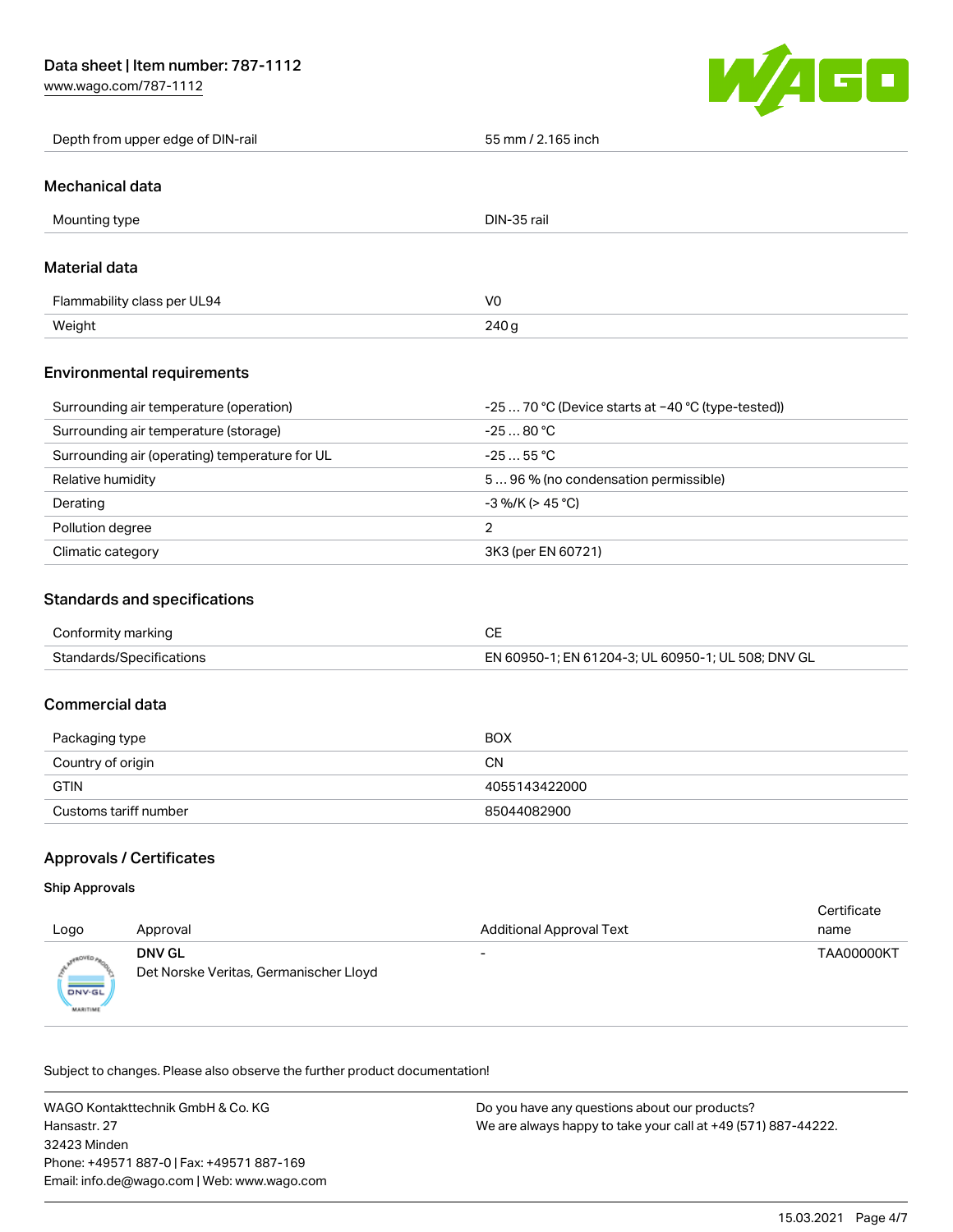| | |
|---|---|
| Depth from upper edge of DIN-rail | 55 mm / 2.165 inch |

## Mechanical data

| | |
|---|---|
| Mounting type | DIN-35 rail |

## Material data

| | |
|---|---|
| Flammability class per UL94 | V0 |
| Weight | 240 g |

## Environmental requirements

| | |
|---|---|
| Surrounding air temperature (operation) | -25 … 70 °C (Device starts at −40 °C (type-tested)) |
| Surrounding air temperature (storage) | -25 … 80 °C |
| Surrounding air (operating) temperature for UL | -25 … 55 °C |
| Relative humidity | 5 … 96 % (no condensation permissible) |
| Derating | -3 %/K (> 45 °C) |
| Pollution degree | 2 |
| Climatic category | 3K3 (per EN 60721) |

## Standards and specifications

| | |
|---|---|
| Conformity marking | CE |
| Standards/Specifications | EN 60950-1; EN 61204-3; UL 60950-1; UL 508; DNV GL |

## Commercial data

| | |
|---|---|
| Packaging type | BOX |
| Country of origin | CN |
| GTIN | 4055143422000 |
| Customs tariff number | 85044082900 |

## Approvals / Certificates

### Ship Approvals

| Logo | Approval | Additional Approval Text | Certificate name |
|---|---|---|---|
| | **DNV GL** Det Norske Veritas, Germanischer Lloyd | - | TAA00000KT |

Subject to changes. Please also observe the further product documentation!

WAGO Kontakttechnik GmbH & Co. KG
Hansastr. 27
32423 Minden
Phone: +49571 887-0 | Fax: +49571 887-169
Email: info.de@wago.com | Web: www.wago.com

Do you have any questions about our products?
We are always happy to take your call at +49 (571) 887-44222.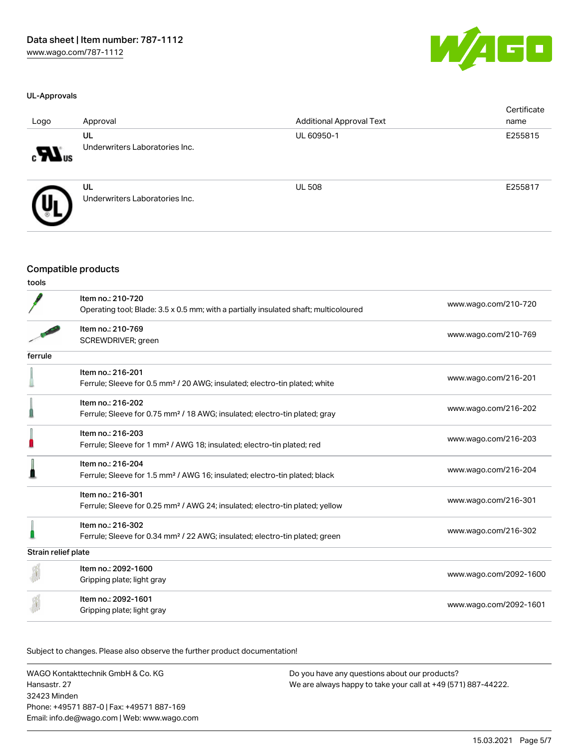### UL-Approvals

| Logo | Approval | Additional Approval Text | Certificate name |
| --- | --- | --- | --- |
| | UL<br>Underwriters Laboratories Inc. | UL 60950-1 | E255815 |
| | UL<br>Underwriters Laboratories Inc. | UL 508 | E255817 |

## Compatible products

| | | |
| --- | --- | --- |
| **tools** | | |
| | Item no.: 210-720<br>Operating tool; Blade: 3.5 x 0.5 mm; with a partially insulated shaft; multicoloured | www.wago.com/210-720 |
| | Item no.: 210-769<br>SCREWDRIVER; green | www.wago.com/210-769 |
| **ferrule** | | |
| | Item no.: 216-201<br>Ferrule; Sleeve for 0.5 mm² / 20 AWG; insulated; electro-tin plated; white | www.wago.com/216-201 |
| | Item no.: 216-202<br>Ferrule; Sleeve for 0.75 mm² / 18 AWG; insulated; electro-tin plated; gray | www.wago.com/216-202 |
| | Item no.: 216-203<br>Ferrule; Sleeve for 1 mm² / AWG 18; insulated; electro-tin plated; red | www.wago.com/216-203 |
| | Item no.: 216-204<br>Ferrule; Sleeve for 1.5 mm² / AWG 16; insulated; electro-tin plated; black | www.wago.com/216-204 |
| | Item no.: 216-301<br>Ferrule; Sleeve for 0.25 mm² / AWG 24; insulated; electro-tin plated; yellow | www.wago.com/216-301 |
| | Item no.: 216-302<br>Ferrule; Sleeve for 0.34 mm² / 22 AWG; insulated; electro-tin plated; green | www.wago.com/216-302 |
| **Strain relief plate** | | |
| | Item no.: 2092-1600<br>Gripping plate; light gray | www.wago.com/2092-1600 |
| | Item no.: 2092-1601<br>Gripping plate; light gray | www.wago.com/2092-1601 |

Subject to changes. Please also observe the further product documentation!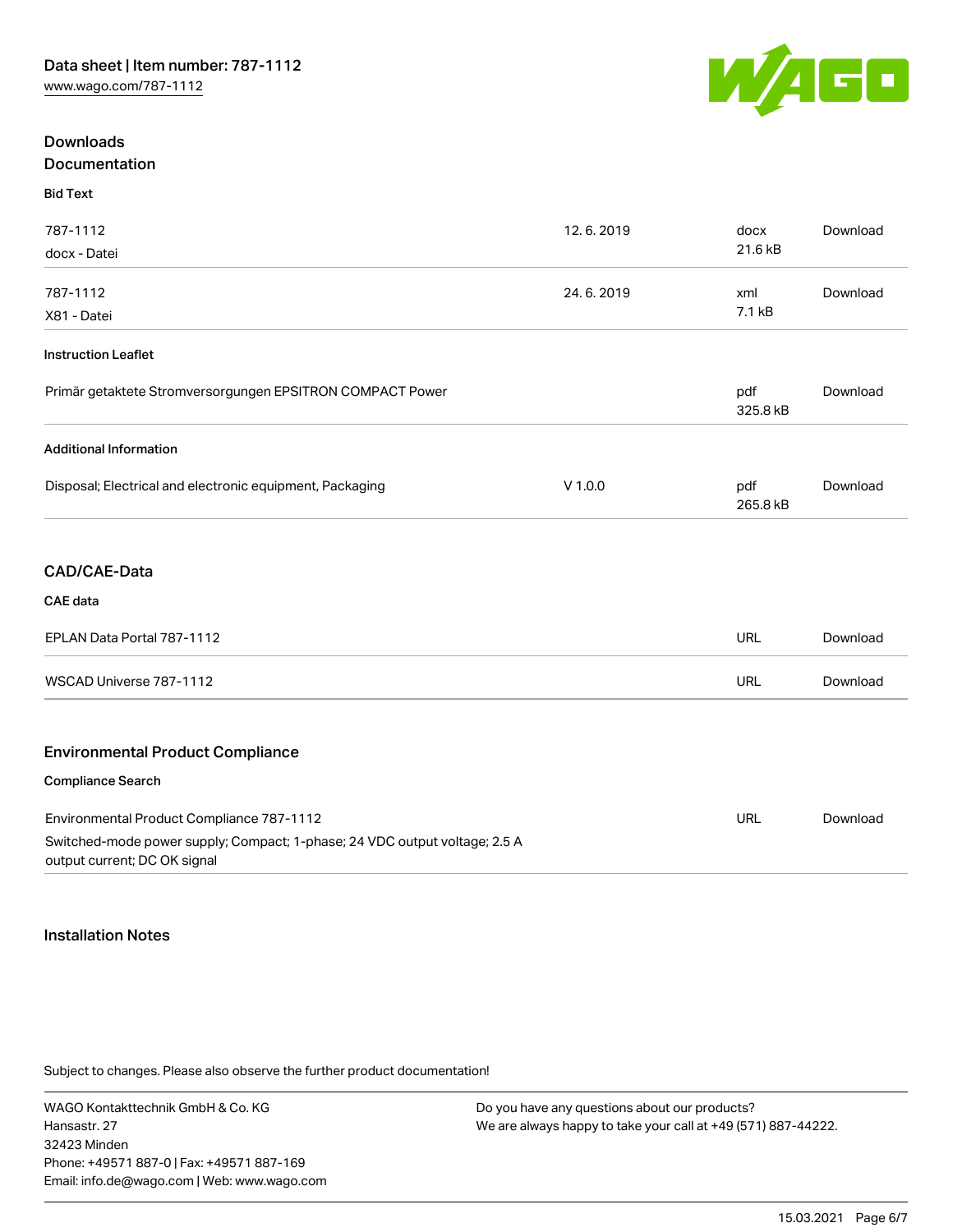## Downloads

### Documentation

#### Bid Text

| | | | |
|---|---|---|---|
| 787-1112<br>docx - Datei | 12. 6. 2019 | docx<br>21.6 kB | Download |
| 787-1112<br>X81 - Datei | 24. 6. 2019 | xml<br>7.1 kB | Download |

#### Instruction Leaflet

| | | | |
|---|---|---|---|
| Primär getaktete Stromversorgungen EPSITRON COMPACT Power | | pdf<br>325.8 kB | Download |

#### Additional Information

| | | | |
|---|---|---|---|
| Disposal; Electrical and electronic equipment, Packaging | V 1.0.0 | pdf<br>265.8 kB | Download |

### CAD/CAE-Data

#### CAE data

| | | |
|---|---|---|
| EPLAN Data Portal 787-1112 | URL | Download |
| WSCAD Universe 787-1112 | URL | Download |

### Environmental Product Compliance

#### Compliance Search

| | | |
|---|---|---|
| Environmental Product Compliance 787-1112<br>Switched-mode power supply; Compact; 1-phase; 24 VDC output voltage; 2.5 A output current; DC OK signal | URL | Download |

## Installation Notes

Subject to changes. Please also observe the further product documentation!

WAGO Kontakttechnik GmbH & Co. KG
Hansastr. 27
32423 Minden
Phone: +49571 887-0 | Fax: +49571 887-169
Email: info.de@wago.com | Web: www.wago.com

Do you have any questions about our products?
We are always happy to take your call at +49 (571) 887-44222.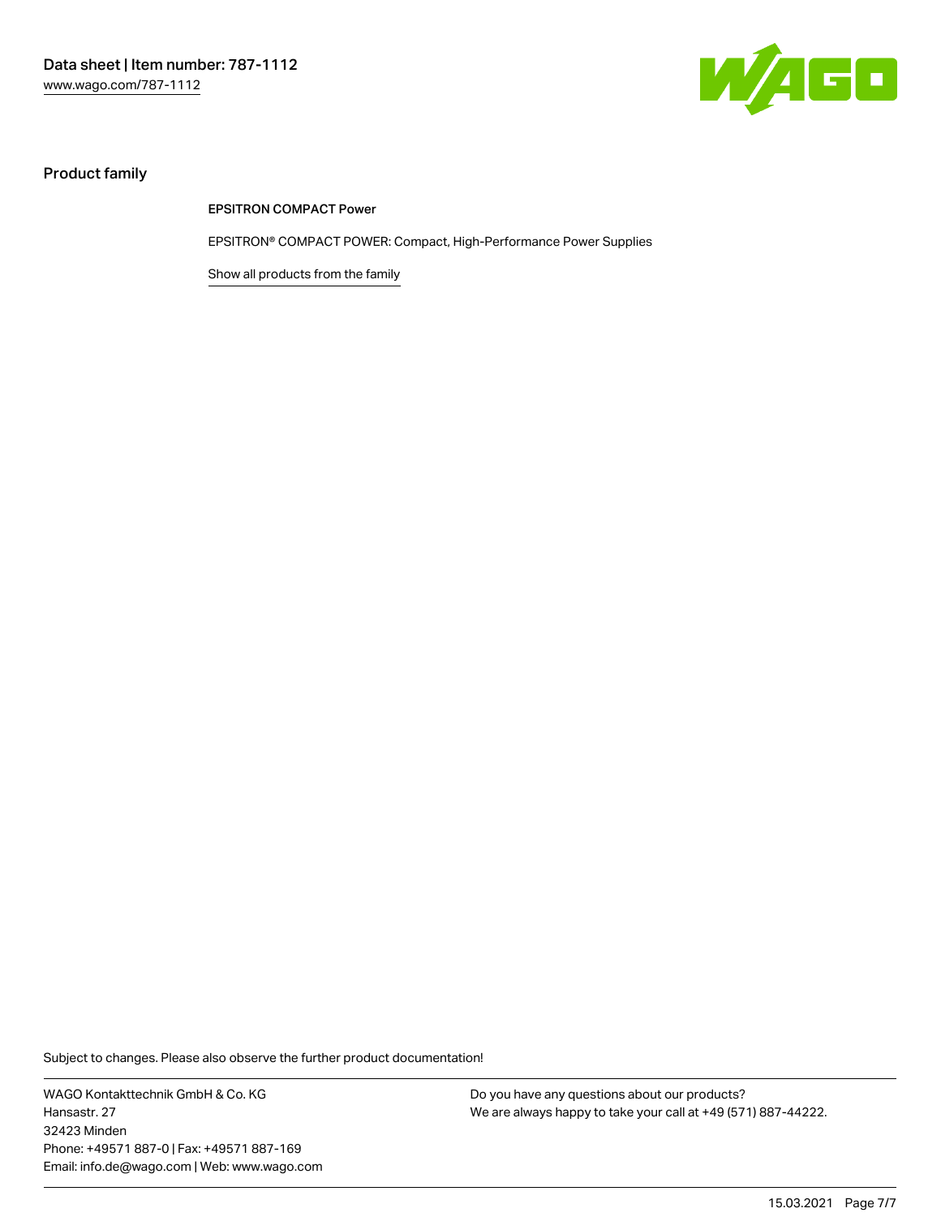## Product family

**EPSITRON COMPACT Power**

EPSITRON® COMPACT POWER: Compact, High-Performance Power Supplies

Show all products from the family

Subject to changes. Please also observe the further product documentation!

WAGO Kontakttechnik GmbH & Co. KG
Hansastr. 27
32423 Minden
Phone: +49571 887-0 | Fax: +49571 887-169
Email: info.de@wago.com | Web: www.wago.com

Do you have any questions about our products?
We are always happy to take your call at +49 (571) 887-44222.